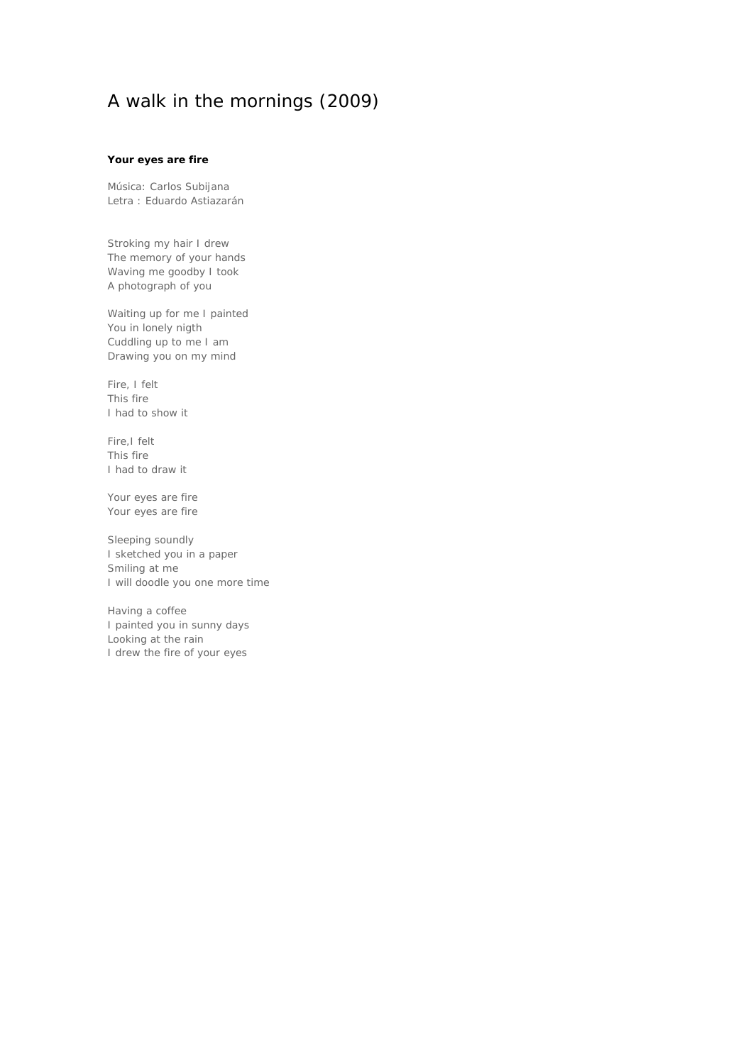# A walk in the mornings (2009)

**Your eyes are fire**

Música: Carlos Subijana
Letra : Eduardo Astiazarán

Stroking my hair I drew
The memory of your hands
Waving me goodby I took
A photograph of you

Waiting up for me I painted
You in lonely nigth
Cuddling up to me I am
Drawing you on my mind

Fire, I felt
This fire
I had to show it

Fire,I felt
This fire
I had to draw it

Your eyes are fire
Your eyes are fire

Sleeping soundly
I sketched you in a paper
Smiling at me
I will doodle you one more time

Having a coffee
I painted you in sunny days
Looking at the rain
I drew the fire of your eyes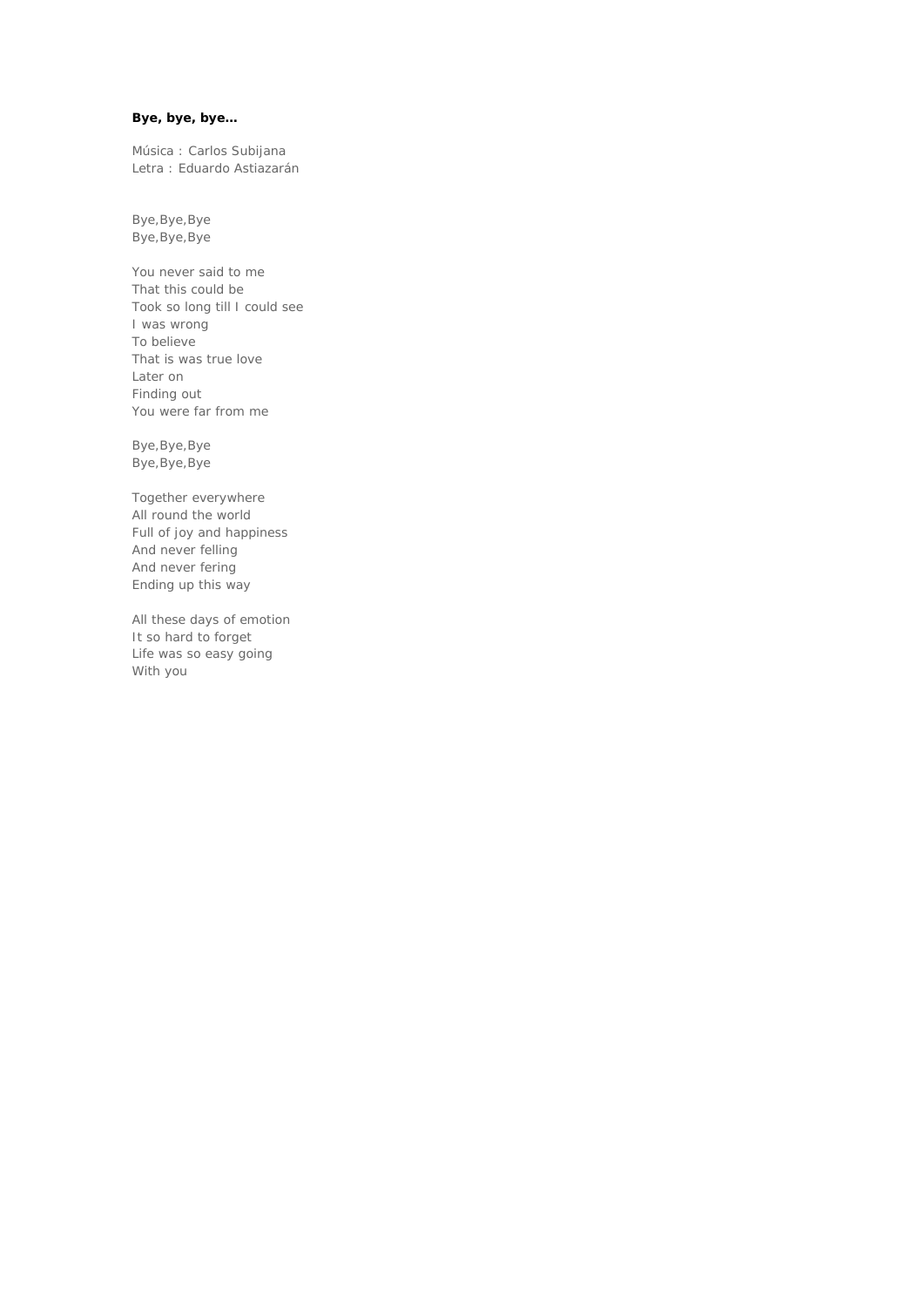**Bye, bye, bye…**

Música : Carlos Subijana
Letra : Eduardo Astiazarán

Bye,Bye,Bye
Bye,Bye,Bye

You never said to me
That this could be
Took so long till I could see
I was wrong
To believe
That is was true love
Later on
Finding out
You were far from me

Bye,Bye,Bye
Bye,Bye,Bye

Together everywhere
All round the world
Full of joy and happiness
And never felling
And never fering
Ending up this way

All these days of emotion
It so hard to forget
Life was so easy going
With you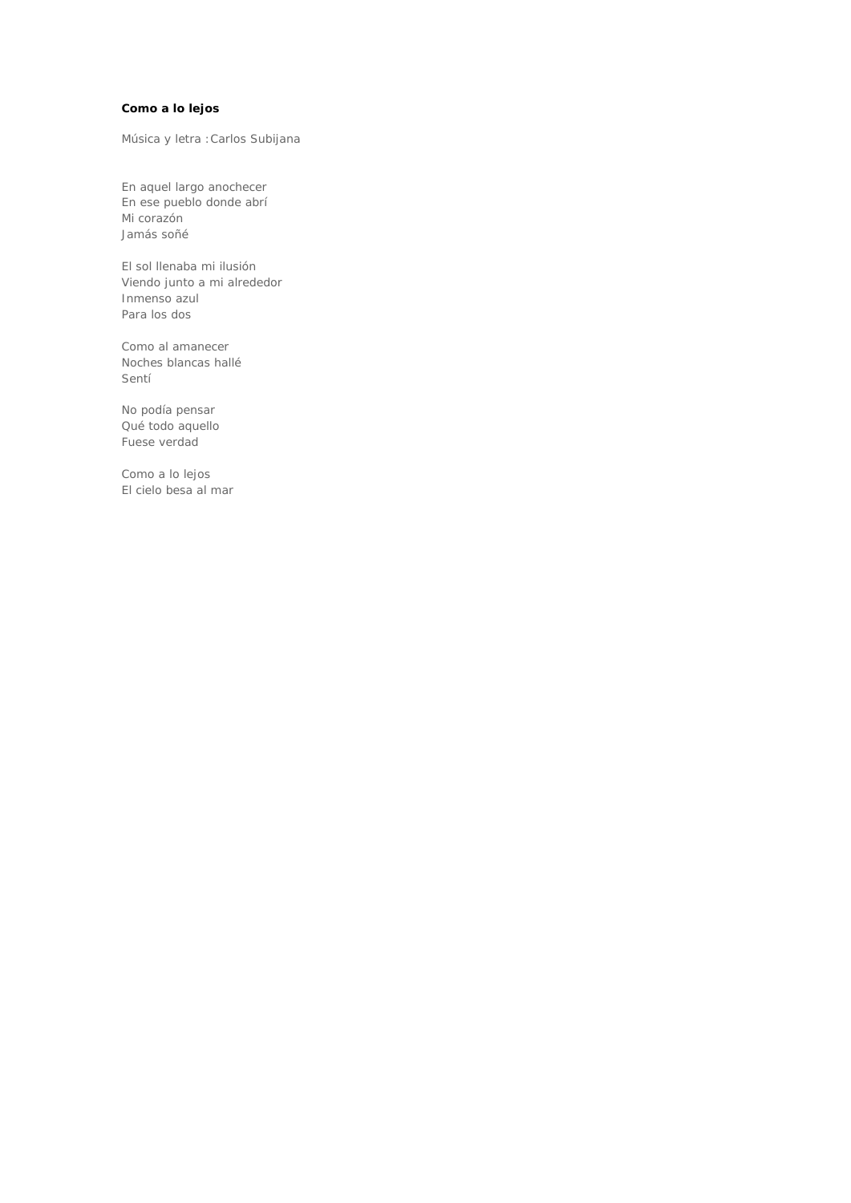**Como a lo lejos**

Música y letra :Carlos Subijana

En aquel largo anochecer
En ese pueblo donde abrí
Mi corazón
Jamás soñé

El sol llenaba mi ilusión
Viendo junto a mi alrededor
Inmenso azul
Para los dos

Como al amanecer
Noches blancas hallé
Sentí

No podía pensar
Qué todo aquello
Fuese verdad

Como a lo lejos
El cielo besa al mar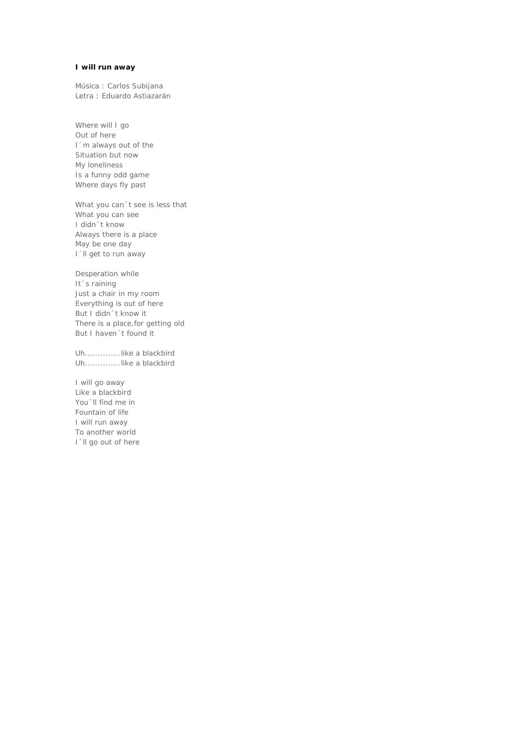**I will run away**

Música : Carlos Subijana
Letra : Eduardo Astiazarán

Where will I go
Out of here
I´m always out of the
Situation but now
My loneliness
Is a funny odd game
Where days fly past

What you can´t see is less that
What you can see
I didn´t know
Always there is a place
May be one day
I´ll get to run away

Desperation while
It´s raining
Just a chair in my room
Everything is out of here
But I didn´t know it
There is a place,for getting old
But I haven´t found it

Uh..............like a blackbird
Uh..............like a blackbird

I will go away
Like a blackbird
You´ll find me in
Fountain of life
I will run away
To another world
I´ll go out of here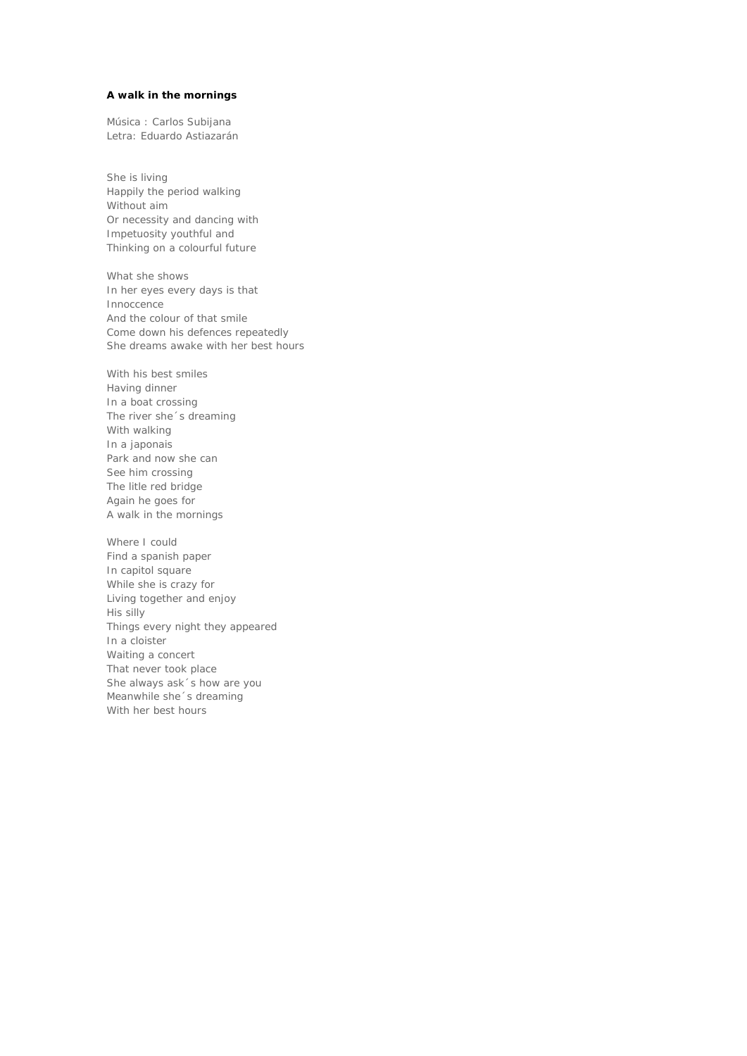**A walk in the mornings**

Música : Carlos Subijana
Letra: Eduardo Astiazarán

She is living
Happily the period walking
Without aim
Or necessity and dancing with
Impetuosity youthful and
Thinking on a colourful future

What she shows
In her eyes every days is that
Innoccence
And the colour of that smile
Come down his defences repeatedly
She dreams awake with her best hours

With his best smiles
Having dinner
In a boat crossing
The river she´s dreaming
With walking
In a japonais
Park and now she can
See him crossing
The litle red bridge
Again he goes for
A walk in the mornings

Where I could
Find a spanish paper
In capitol square
While she is crazy for
Living together and enjoy
His silly
Things every night they appeared
In a cloister
Waiting a concert
That never took place
She always ask´s how are you
Meanwhile she´s dreaming
With her best hours